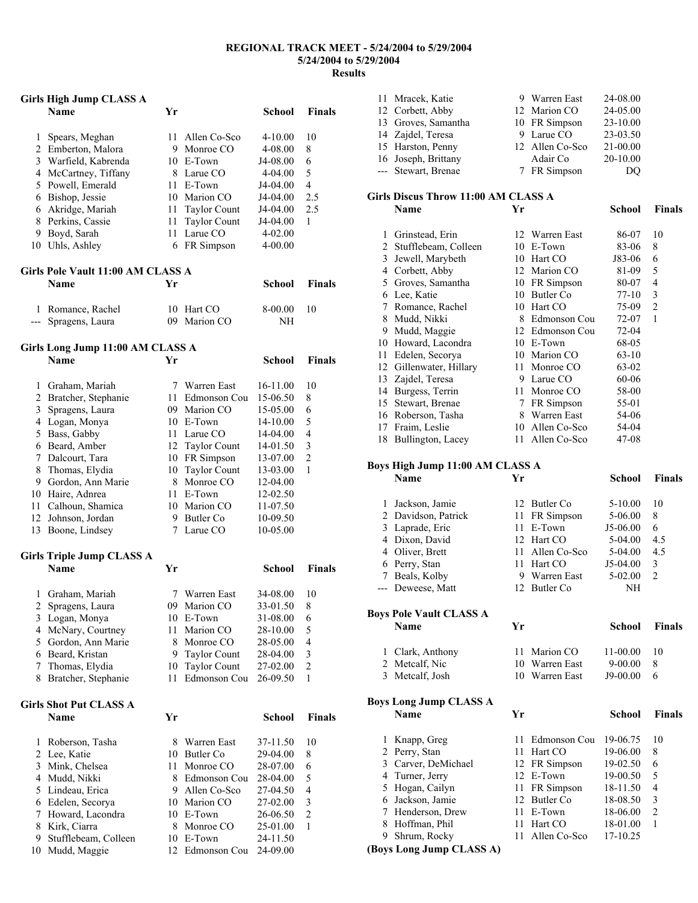# REGIONAL TRACK MEET - 5/24/2004 to 5/29/2004

## 5/24/2004 to 5/29/2004

## Results

### Girls High Jump CLASS A

| | Name | Yr | School | Finals | |
|---|---|---|---|---|---|
| 1 | Spears, Meghan | 11 | Allen Co-Sco | 4-10.00 | 10 |
| 2 | Emberton, Malora | 9 | Monroe CO | 4-08.00 | 8 |
| 3 | Warfield, Kabrenda | 10 | E-Town | J4-08.00 | 6 |
| 4 | McCartney, Tiffany | 8 | Larue CO | 4-04.00 | 5 |
| 5 | Powell, Emerald | 11 | E-Town | J4-04.00 | 4 |
| 6 | Bishop, Jessie | 10 | Marion CO | J4-04.00 | 2.5 |
| 6 | Akridge, Mariah | 11 | Taylor Count | J4-04.00 | 2.5 |
| 8 | Perkins, Cassie | 11 | Taylor Count | J4-04.00 | 1 |
| 9 | Boyd, Sarah | 11 | Larue CO | 4-02.00 | |
| 10 | Uhls, Ashley | 6 | FR Simpson | 4-00.00 | |

### Girls Pole Vault 11:00 AM CLASS A

| | Name | Yr | School | Finals | |
|---|---|---|---|---|---|
| 1 | Romance, Rachel | 10 | Hart CO | 8-00.00 | 10 |
| --- | Spragens, Laura | 09 | Marion CO | NH | |

### Girls Long Jump 11:00 AM CLASS A

| | Name | Yr | School | Finals | |
|---|---|---|---|---|---|
| 1 | Graham, Mariah | 7 | Warren East | 16-11.00 | 10 |
| 2 | Bratcher, Stephanie | 11 | Edmonson Cou | 15-06.50 | 8 |
| 3 | Spragens, Laura | 09 | Marion CO | 15-05.00 | 6 |
| 4 | Logan, Monya | 10 | E-Town | 14-10.00 | 5 |
| 5 | Bass, Gabby | 11 | Larue CO | 14-04.00 | 4 |
| 6 | Beard, Amber | 12 | Taylor Count | 14-01.50 | 3 |
| 7 | Dalcourt, Tara | 10 | FR Simpson | 13-07.00 | 2 |
| 8 | Thomas, Elydia | 10 | Taylor Count | 13-03.00 | 1 |
| 9 | Gordon, Ann Marie | 8 | Monroe CO | 12-04.00 | |
| 10 | Haire, Adnrea | 11 | E-Town | 12-02.50 | |
| 11 | Calhoun, Shamica | 10 | Marion CO | 11-07.50 | |
| 12 | Johnson, Jordan | 9 | Butler Co | 10-09.50 | |
| 13 | Boone, Lindsey | 7 | Larue CO | 10-05.00 | |

### Girls Triple Jump CLASS A

| | Name | Yr | School | Finals | |
|---|---|---|---|---|---|
| 1 | Graham, Mariah | 7 | Warren East | 34-08.00 | 10 |
| 2 | Spragens, Laura | 09 | Marion CO | 33-01.50 | 8 |
| 3 | Logan, Monya | 10 | E-Town | 31-08.00 | 6 |
| 4 | McNary, Courtney | 11 | Marion CO | 28-10.00 | 5 |
| 5 | Gordon, Ann Marie | 8 | Monroe CO | 28-05.00 | 4 |
| 6 | Beard, Kristan | 9 | Taylor Count | 28-04.00 | 3 |
| 7 | Thomas, Elydia | 10 | Taylor Count | 27-02.00 | 2 |
| 8 | Bratcher, Stephanie | 11 | Edmonson Cou | 26-09.50 | 1 |

### Girls Shot Put CLASS A

| | Name | Yr | School | Finals | |
|---|---|---|---|---|---|
| 1 | Roberson, Tasha | 8 | Warren East | 37-11.50 | 10 |
| 2 | Lee, Katie | 10 | Butler Co | 29-04.00 | 8 |
| 3 | Mink, Chelsea | 11 | Monroe CO | 28-07.00 | 6 |
| 4 | Mudd, Nikki | 8 | Edmonson Cou | 28-04.00 | 5 |
| 5 | Lindeau, Erica | 9 | Allen Co-Sco | 27-04.50 | 4 |
| 6 | Edelen, Secorya | 10 | Marion CO | 27-02.00 | 3 |
| 7 | Howard, Lacondra | 10 | E-Town | 26-06.50 | 2 |
| 8 | Kirk, Ciarra | 8 | Monroe CO | 25-01.00 | 1 |
| 9 | Stufflebeam, Colleen | 10 | E-Town | 24-11.50 | |
| 10 | Mudd, Maggie | 12 | Edmonson Cou | 24-09.00 | |
| 11 | Mracek, Katie | 9 | Warren East | 24-08.00 | |
| 12 | Corbett, Abby | 12 | Marion CO | 24-05.00 | |
| 13 | Groves, Samantha | 10 | FR Simpson | 23-10.00 | |
| 14 | Zajdel, Teresa | 9 | Larue CO | 23-03.50 | |
| 15 | Harston, Penny | 12 | Allen Co-Sco | 21-00.00 | |
| 16 | Joseph, Brittany | | Adair Co | 20-10.00 | |
| --- | Stewart, Brenae | 7 | FR Simpson | DQ | |

### Girls Discus Throw 11:00 AM CLASS A

| | Name | Yr | School | Finals | |
|---|---|---|---|---|---|
| 1 | Grinstead, Erin | 12 | Warren East | 86-07 | 10 |
| 2 | Stufflebeam, Colleen | 10 | E-Town | 83-06 | 8 |
| 3 | Jewell, Marybeth | 10 | Hart CO | J83-06 | 6 |
| 4 | Corbett, Abby | 12 | Marion CO | 81-09 | 5 |
| 5 | Groves, Samantha | 10 | FR Simpson | 80-07 | 4 |
| 6 | Lee, Katie | 10 | Butler Co | 77-10 | 3 |
| 7 | Romance, Rachel | 10 | Hart CO | 75-09 | 2 |
| 8 | Mudd, Nikki | 8 | Edmonson Cou | 72-07 | 1 |
| 9 | Mudd, Maggie | 12 | Edmonson Cou | 72-04 | |
| 10 | Howard, Lacondra | 10 | E-Town | 68-05 | |
| 11 | Edelen, Secorya | 10 | Marion CO | 63-10 | |
| 12 | Gillenwater, Hillary | 11 | Monroe CO | 63-02 | |
| 13 | Zajdel, Teresa | 9 | Larue CO | 60-06 | |
| 14 | Burgess, Terrin | 11 | Monroe CO | 58-00 | |
| 15 | Stewart, Brenae | 7 | FR Simpson | 55-01 | |
| 16 | Roberson, Tasha | 8 | Warren East | 54-06 | |
| 17 | Fraim, Leslie | 10 | Allen Co-Sco | 54-04 | |
| 18 | Bullington, Lacey | 11 | Allen Co-Sco | 47-08 | |

### Boys High Jump 11:00 AM CLASS A

| | Name | Yr | School | Finals | |
|---|---|---|---|---|---|
| 1 | Jackson, Jamie | 12 | Butler Co | 5-10.00 | 10 |
| 2 | Davidson, Patrick | 11 | FR Simpson | 5-06.00 | 8 |
| 3 | Laprade, Eric | 11 | E-Town | J5-06.00 | 6 |
| 4 | Dixon, David | 12 | Hart CO | 5-04.00 | 4.5 |
| 4 | Oliver, Brett | 11 | Allen Co-Sco | 5-04.00 | 4.5 |
| 6 | Perry, Stan | 11 | Hart CO | J5-04.00 | 3 |
| 7 | Beals, Kolby | 9 | Warren East | 5-02.00 | 2 |
| --- | Deweese, Matt | 12 | Butler Co | NH | |

### Boys Pole Vault CLASS A

| | Name | Yr | School | Finals | |
|---|---|---|---|---|---|
| 1 | Clark, Anthony | 11 | Marion CO | 11-00.00 | 10 |
| 2 | Metcalf, Nic | 10 | Warren East | 9-00.00 | 8 |
| 3 | Metcalf, Josh | 10 | Warren East | J9-00.00 | 6 |

### Boys Long Jump CLASS A

| | Name | Yr | School | Finals | |
|---|---|---|---|---|---|
| 1 | Knapp, Greg | 11 | Edmonson Cou | 19-06.75 | 10 |
| 2 | Perry, Stan | 11 | Hart CO | 19-06.00 | 8 |
| 3 | Carver, DeMichael | 12 | FR Simpson | 19-02.50 | 6 |
| 4 | Turner, Jerry | 12 | E-Town | 19-00.50 | 5 |
| 5 | Hogan, Cailyn | 11 | FR Simpson | 18-11.50 | 4 |
| 6 | Jackson, Jamie | 12 | Butler Co | 18-08.50 | 3 |
| 7 | Henderson, Drew | 11 | E-Town | 18-06.00 | 2 |
| 8 | Hoffman, Phil | 11 | Hart CO | 18-01.00 | 1 |
| 9 | Shrum, Rocky | 11 | Allen Co-Sco | 17-10.25 | |

**(Boys Long Jump CLASS A)**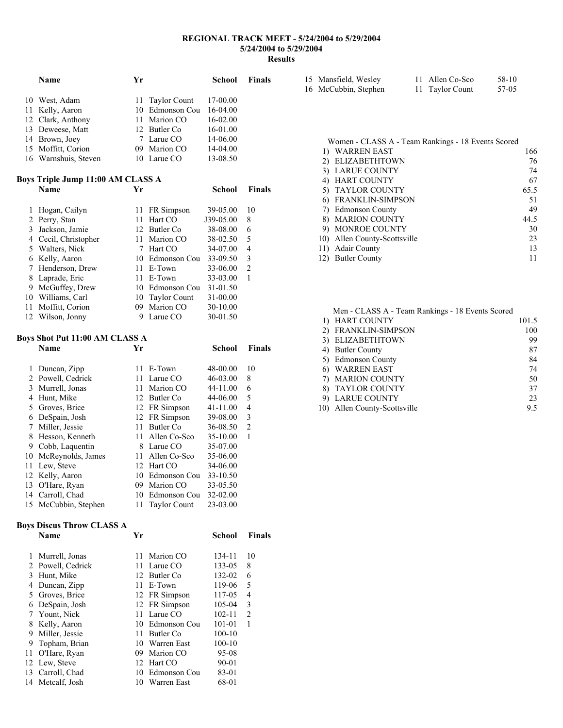# REGIONAL TRACK MEET - 5/24/2004 to 5/29/2004

5/24/2004 to 5/29/2004

Results

| | Name | Yr | School | Finals | |
|---|---|---|---|---|---|
| 10 | West, Adam | 11 | Taylor Count | 17-00.00 | |
| 11 | Kelly, Aaron | 10 | Edmonson Cou | 16-04.00 | |
| 12 | Clark, Anthony | 11 | Marion CO | 16-02.00 | |
| 13 | Deweese, Matt | 12 | Butler Co | 16-01.00 | |
| 14 | Brown, Joey | 7 | Larue CO | 14-06.00 | |
| 15 | Moffitt, Corion | 09 | Marion CO | 14-04.00 | |
| 16 | Warnshuis, Steven | 10 | Larue CO | 13-08.50 | |

### Boys Triple Jump 11:00 AM CLASS A

| | Name | Yr | School | Finals | |
|---|---|---|---|---|---|
| 1 | Hogan, Cailyn | 11 | FR Simpson | 39-05.00 | 10 |
| 2 | Perry, Stan | 11 | Hart CO | J39-05.00 | 8 |
| 3 | Jackson, Jamie | 12 | Butler Co | 38-08.00 | 6 |
| 4 | Cecil, Christopher | 11 | Marion CO | 38-02.50 | 5 |
| 5 | Walters, Nick | 7 | Hart CO | 34-07.00 | 4 |
| 6 | Kelly, Aaron | 10 | Edmonson Cou | 33-09.50 | 3 |
| 7 | Henderson, Drew | 11 | E-Town | 33-06.00 | 2 |
| 8 | Laprade, Eric | 11 | E-Town | 33-03.00 | 1 |
| 9 | McGuffey, Drew | 10 | Edmonson Cou | 31-01.50 | |
| 10 | Williams, Carl | 10 | Taylor Count | 31-00.00 | |
| 11 | Moffitt, Corion | 09 | Marion CO | 30-10.00 | |
| 12 | Wilson, Jonny | 9 | Larue CO | 30-01.50 | |

### Boys Shot Put 11:00 AM CLASS A

| | Name | Yr | School | Finals | |
|---|---|---|---|---|---|
| 1 | Duncan, Zipp | 11 | E-Town | 48-00.00 | 10 |
| 2 | Powell, Cedrick | 11 | Larue CO | 46-03.00 | 8 |
| 3 | Murrell, Jonas | 11 | Marion CO | 44-11.00 | 6 |
| 4 | Hunt, Mike | 12 | Butler Co | 44-06.00 | 5 |
| 5 | Groves, Brice | 12 | FR Simpson | 41-11.00 | 4 |
| 6 | DeSpain, Josh | 12 | FR Simpson | 39-08.00 | 3 |
| 7 | Miller, Jessie | 11 | Butler Co | 36-08.50 | 2 |
| 8 | Hesson, Kenneth | 11 | Allen Co-Sco | 35-10.00 | 1 |
| 9 | Cobb, Laquentin | 8 | Larue CO | 35-07.00 | |
| 10 | McReynolds, James | 11 | Allen Co-Sco | 35-06.00 | |
| 11 | Lew, Steve | 12 | Hart CO | 34-06.00 | |
| 12 | Kelly, Aaron | 10 | Edmonson Cou | 33-10.50 | |
| 13 | O'Hare, Ryan | 09 | Marion CO | 33-05.50 | |
| 14 | Carroll, Chad | 10 | Edmonson Cou | 32-02.00 | |
| 15 | McCubbin, Stephen | 11 | Taylor Count | 23-03.00 | |

### Boys Discus Throw CLASS A

| | Name | Yr | School | Finals | |
|---|---|---|---|---|---|
| 1 | Murrell, Jonas | 11 | Marion CO | 134-11 | 10 |
| 2 | Powell, Cedrick | 11 | Larue CO | 133-05 | 8 |
| 3 | Hunt, Mike | 12 | Butler Co | 132-02 | 6 |
| 4 | Duncan, Zipp | 11 | E-Town | 119-06 | 5 |
| 5 | Groves, Brice | 12 | FR Simpson | 117-05 | 4 |
| 6 | DeSpain, Josh | 12 | FR Simpson | 105-04 | 3 |
| 7 | Yount, Nick | 11 | Larue CO | 102-11 | 2 |
| 8 | Kelly, Aaron | 10 | Edmonson Cou | 101-01 | 1 |
| 9 | Miller, Jessie | 11 | Butler Co | 100-10 | |
| 9 | Topham, Brian | 10 | Warren East | 100-10 | |
| 11 | O'Hare, Ryan | 09 | Marion CO | 95-08 | |
| 12 | Lew, Steve | 12 | Hart CO | 90-01 | |
| 13 | Carroll, Chad | 10 | Edmonson Cou | 83-01 | |
| 14 | Metcalf, Josh | 10 | Warren East | 68-01 | |
| 15 | Mansfield, Wesley | 11 | Allen Co-Sco | 58-10 | |
| 16 | McCubbin, Stephen | 11 | Taylor Count | 57-05 | |

### Women - CLASS A - Team Rankings - 18 Events Scored

| | | |
|---|---|---|
| 1) | WARREN EAST | 166 |
| 2) | ELIZABETHTOWN | 76 |
| 3) | LARUE COUNTY | 74 |
| 4) | HART COUNTY | 67 |
| 5) | TAYLOR COUNTY | 65.5 |
| 6) | FRANKLIN-SIMPSON | 51 |
| 7) | Edmonson County | 49 |
| 8) | MARION COUNTY | 44.5 |
| 9) | MONROE COUNTY | 30 |
| 10) | Allen County-Scottsville | 23 |
| 11) | Adair County | 13 |
| 12) | Butler County | 11 |

### Men - CLASS A - Team Rankings - 18 Events Scored

| | | |
|---|---|---|
| 1) | HART COUNTY | 101.5 |
| 2) | FRANKLIN-SIMPSON | 100 |
| 3) | ELIZABETHTOWN | 99 |
| 4) | Butler County | 87 |
| 5) | Edmonson County | 84 |
| 6) | WARREN EAST | 74 |
| 7) | MARION COUNTY | 50 |
| 8) | TAYLOR COUNTY | 37 |
| 9) | LARUE COUNTY | 23 |
| 10) | Allen County-Scottsville | 9.5 |